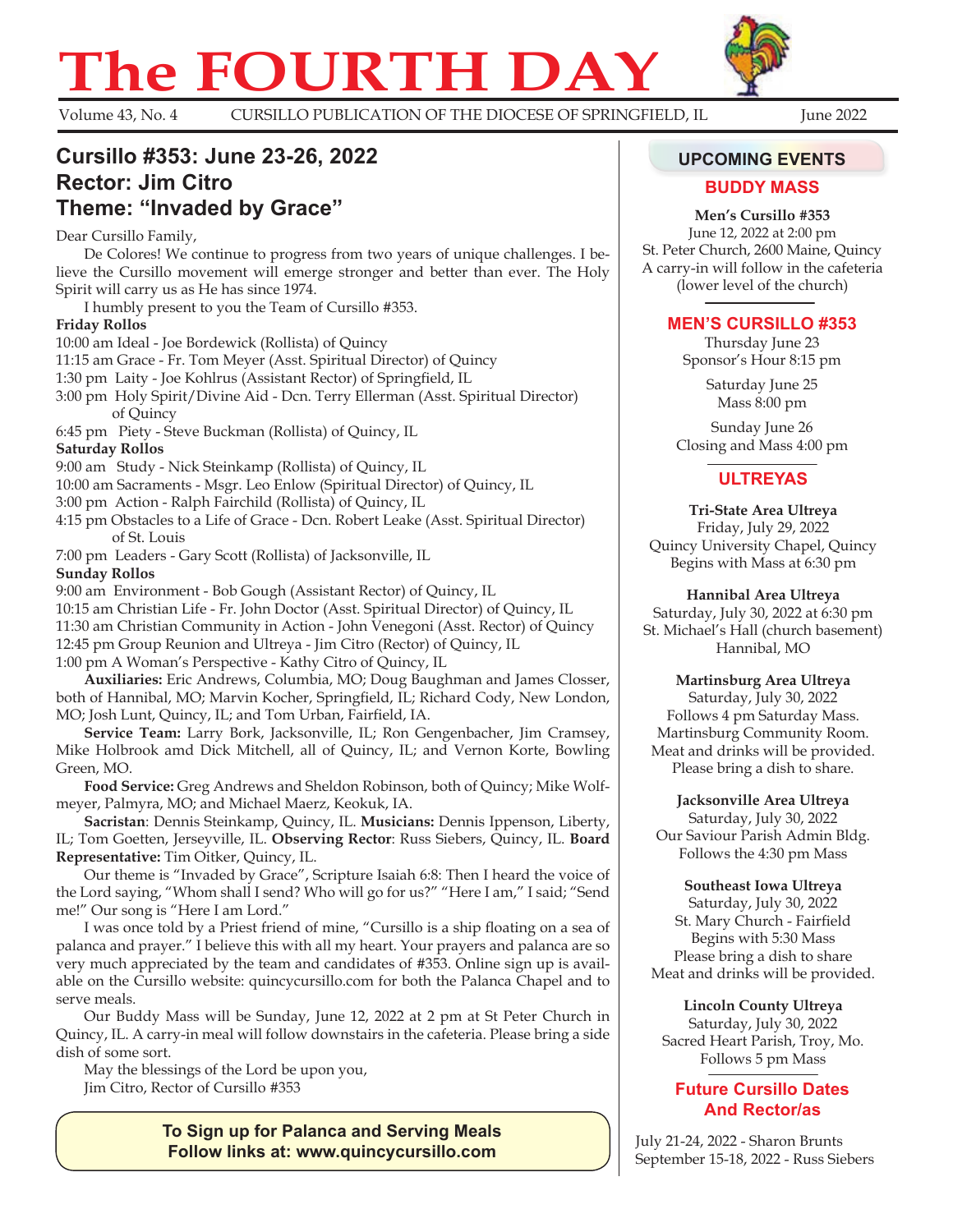# The FOURTH DAY

Volume 43, No. 4 — CURSILLO PUBLICATION OF THE DIOCESE OF SPRINGFIELD, IL — June 2022

## Cursillo #353: June 23-26, 2022
## Rector: Jim Citro
## Theme: "Invaded by Grace"

Dear Cursillo Family,

De Colores! We continue to progress from two years of unique challenges. I believe the Cursillo movement will emerge stronger and better than ever. The Holy Spirit will carry us as He has since 1974.

I humbly present to you the Team of Cursillo #353.

**Friday Rollos**

10:00 am Ideal - Joe Bordewick (Rollista) of Quincy
11:15 am Grace - Fr. Tom Meyer (Asst. Spiritual Director) of Quincy
1:30 pm Laity - Joe Kohlrus (Assistant Rector) of Springfield, IL
3:00 pm Holy Spirit/Divine Aid - Dcn. Terry Ellerman (Asst. Spiritual Director) of Quincy
6:45 pm Piety - Steve Buckman (Rollista) of Quincy, IL

**Saturday Rollos**

9:00 am Study - Nick Steinkamp (Rollista) of Quincy, IL
10:00 am Sacraments - Msgr. Leo Enlow (Spiritual Director) of Quincy, IL
3:00 pm Action - Ralph Fairchild (Rollista) of Quincy, IL
4:15 pm Obstacles to a Life of Grace - Dcn. Robert Leake (Asst. Spiritual Director) of St. Louis
7:00 pm Leaders - Gary Scott (Rollista) of Jacksonville, IL

**Sunday Rollos**

9:00 am Environment - Bob Gough (Assistant Rector) of Quincy, IL
10:15 am Christian Life - Fr. John Doctor (Asst. Spiritual Director) of Quincy, IL
11:30 am Christian Community in Action - John Venegoni (Asst. Rector) of Quincy
12:45 pm Group Reunion and Ultreya - Jim Citro (Rector) of Quincy, IL
1:00 pm A Woman's Perspective - Kathy Citro of Quincy, IL

**Auxiliaries:** Eric Andrews, Columbia, MO; Doug Baughman and James Closser, both of Hannibal, MO; Marvin Kocher, Springfield, IL; Richard Cody, New London, MO; Josh Lunt, Quincy, IL; and Tom Urban, Fairfield, IA.

**Service Team:** Larry Bork, Jacksonville, IL; Ron Gengenbacher, Jim Cramsey, Mike Holbrook amd Dick Mitchell, all of Quincy, IL; and Vernon Korte, Bowling Green, MO.

**Food Service:** Greg Andrews and Sheldon Robinson, both of Quincy; Mike Wolfmeyer, Palmyra, MO; and Michael Maerz, Keokuk, IA.

**Sacristan**: Dennis Steinkamp, Quincy, IL. **Musicians:** Dennis Ippenson, Liberty, IL; Tom Goetten, Jerseyville, IL. **Observing Rector**: Russ Siebers, Quincy, IL. **Board Representative:** Tim Oitker, Quincy, IL.

Our theme is "Invaded by Grace", Scripture Isaiah 6:8: Then I heard the voice of the Lord saying, "Whom shall I send? Who will go for us?" "Here I am," I said; "Send me!" Our song is "Here I am Lord."

I was once told by a Priest friend of mine, "Cursillo is a ship floating on a sea of palanca and prayer." I believe this with all my heart. Your prayers and palanca are so very much appreciated by the team and candidates of #353. Online sign up is available on the Cursillo website: quincycursillo.com for both the Palanca Chapel and to serve meals.

Our Buddy Mass will be Sunday, June 12, 2022 at 2 pm at St Peter Church in Quincy, IL. A carry-in meal will follow downstairs in the cafeteria. Please bring a side dish of some sort.

May the blessings of the Lord be upon you,
Jim Citro, Rector of Cursillo #353

**To Sign up for Palanca and Serving Meals
Follow links at: www.quincycursillo.com**

## UPCOMING EVENTS

### BUDDY MASS

**Men's Cursillo #353**
June 12, 2022 at 2:00 pm
St. Peter Church, 2600 Maine, Quincy
A carry-in will follow in the cafeteria
(lower level of the church)

### MEN'S CURSILLO #353

Thursday June 23
Sponsor's Hour 8:15 pm

Saturday June 25
Mass 8:00 pm

Sunday June 26
Closing and Mass 4:00 pm

### ULTREYAS

**Tri-State Area Ultreya**
Friday, July 29, 2022
Quincy University Chapel, Quincy
Begins with Mass at 6:30 pm

**Hannibal Area Ultreya**
Saturday, July 30, 2022 at 6:30 pm
St. Michael's Hall (church basement)
Hannibal, MO

**Martinsburg Area Ultreya**
Saturday, July 30, 2022
Follows 4 pm Saturday Mass.
Martinsburg Community Room.
Meat and drinks will be provided.
Please bring a dish to share.

**Jacksonville Area Ultreya**
Saturday, July 30, 2022
Our Saviour Parish Admin Bldg.
Follows the 4:30 pm Mass

**Southeast Iowa Ultreya**
Saturday, July 30, 2022
St. Mary Church - Fairfield
Begins with 5:30 Mass
Please bring a dish to share
Meat and drinks will be provided.

**Lincoln County Ultreya**
Saturday, July 30, 2022
Sacred Heart Parish, Troy, Mo.
Follows 5 pm Mass

### Future Cursillo Dates And Rector/as

July 21-24, 2022 - Sharon Brunts
September 15-18, 2022 - Russ Siebers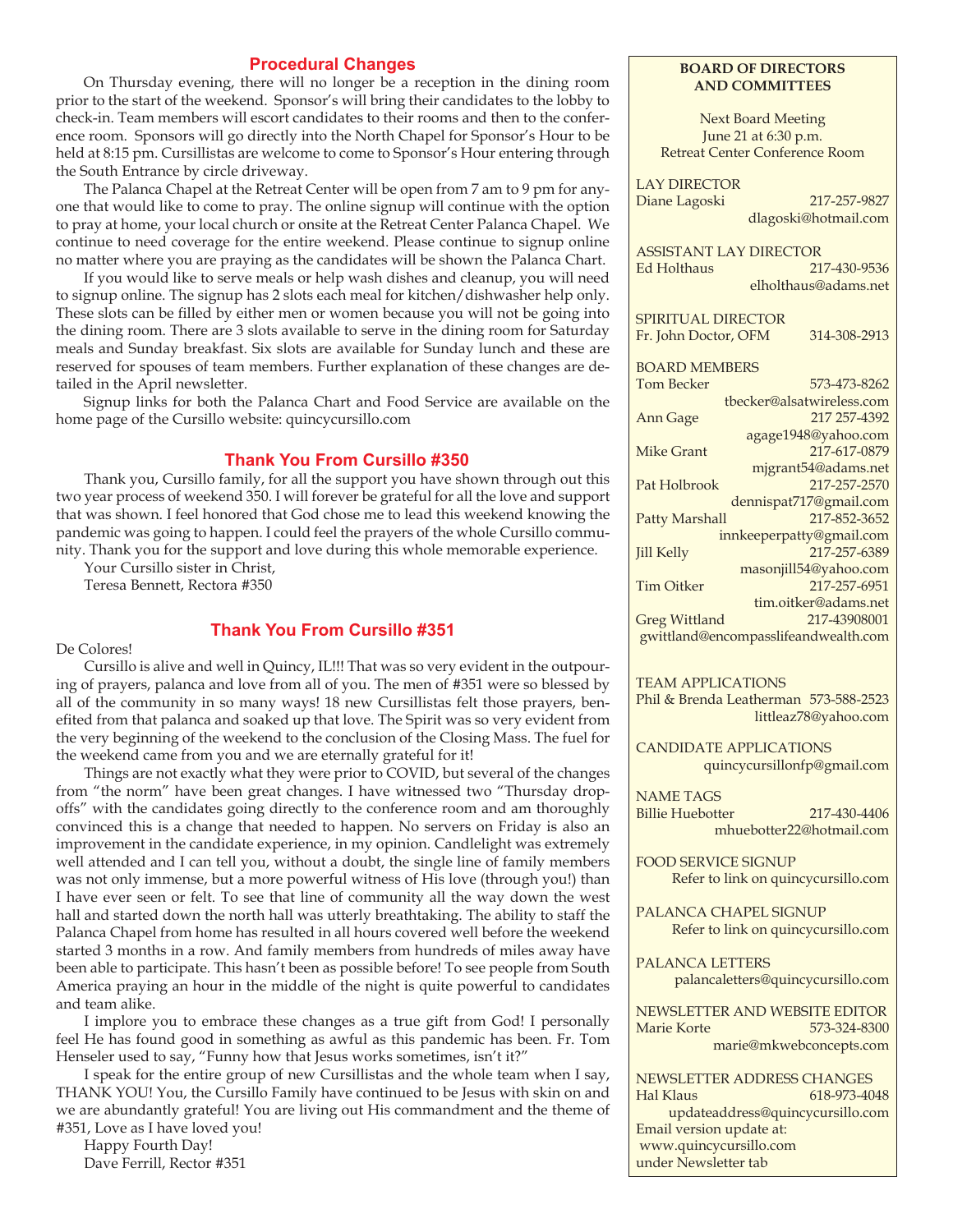## Procedural Changes

On Thursday evening, there will no longer be a reception in the dining room prior to the start of the weekend. Sponsor's will bring their candidates to the lobby to check-in. Team members will escort candidates to their rooms and then to the conference room. Sponsors will go directly into the North Chapel for Sponsor's Hour to be held at 8:15 pm. Cursillistas are welcome to come to Sponsor's Hour entering through the South Entrance by circle driveway.

The Palanca Chapel at the Retreat Center will be open from 7 am to 9 pm for anyone that would like to come to pray. The online signup will continue with the option to pray at home, your local church or onsite at the Retreat Center Palanca Chapel. We continue to need coverage for the entire weekend. Please continue to signup online no matter where you are praying as the candidates will be shown the Palanca Chart.

If you would like to serve meals or help wash dishes and cleanup, you will need to signup online. The signup has 2 slots each meal for kitchen/dishwasher help only. These slots can be filled by either men or women because you will not be going into the dining room. There are 3 slots available to serve in the dining room for Saturday meals and Sunday breakfast. Six slots are available for Sunday lunch and these are reserved for spouses of team members. Further explanation of these changes are detailed in the April newsletter.

Signup links for both the Palanca Chart and Food Service are available on the home page of the Cursillo website: quincycursillo.com

## Thank You From Cursillo #350

Thank you, Cursillo family, for all the support you have shown through out this two year process of weekend 350. I will forever be grateful for all the love and support that was shown. I feel honored that God chose me to lead this weekend knowing the pandemic was going to happen. I could feel the prayers of the whole Cursillo community. Thank you for the support and love during this whole memorable experience.

Your Cursillo sister in Christ,
Teresa Bennett, Rectora #350

## Thank You From Cursillo #351

De Colores!

Cursillo is alive and well in Quincy, IL!!! That was so very evident in the outpouring of prayers, palanca and love from all of you. The men of #351 were so blessed by all of the community in so many ways! 18 new Cursillistas felt those prayers, benefited from that palanca and soaked up that love. The Spirit was so very evident from the very beginning of the weekend to the conclusion of the Closing Mass. The fuel for the weekend came from you and we are eternally grateful for it!

Things are not exactly what they were prior to COVID, but several of the changes from "the norm" have been great changes. I have witnessed two "Thursday drop-offs" with the candidates going directly to the conference room and am thoroughly convinced this is a change that needed to happen. No servers on Friday is also an improvement in the candidate experience, in my opinion. Candlelight was extremely well attended and I can tell you, without a doubt, the single line of family members was not only immense, but a more powerful witness of His love (through you!) than I have ever seen or felt. To see that line of community all the way down the west hall and started down the north hall was utterly breathtaking. The ability to staff the Palanca Chapel from home has resulted in all hours covered well before the weekend started 3 months in a row. And family members from hundreds of miles away have been able to participate. This hasn't been as possible before! To see people from South America praying an hour in the middle of the night is quite powerful to candidates and team alike.

I implore you to embrace these changes as a true gift from God! I personally feel He has found good in something as awful as this pandemic has been. Fr. Tom Henseler used to say, "Funny how that Jesus works sometimes, isn't it?"

I speak for the entire group of new Cursillistas and the whole team when I say, THANK YOU! You, the Cursillo Family have continued to be Jesus with skin on and we are abundantly grateful! You are living out His commandment and the theme of #351, Love as I have loved you!

Happy Fourth Day!
Dave Ferrill, Rector #351

---

**BOARD OF DIRECTORS AND COMMITTEES**

Next Board Meeting
June 21 at 6:30 p.m.
Retreat Center Conference Room

LAY DIRECTOR
Diane Lagoski 217-257-9827
dlagoski@hotmail.com

ASSISTANT LAY DIRECTOR
Ed Holthaus 217-430-9536
elholthaus@adams.net

SPIRITUAL DIRECTOR
Fr. John Doctor, OFM 314-308-2913

BOARD MEMBERS
Tom Becker 573-473-8262
tbecker@alsatwireless.com
Ann Gage 217 257-4392
agage1948@yahoo.com
Mike Grant 217-617-0879
mjgrant54@adams.net
Pat Holbrook 217-257-2570
dennispat717@gmail.com
Patty Marshall 217-852-3652
innkeeperpatty@gmail.com
Jill Kelly 217-257-6389
masonjill54@yahoo.com
Tim Oitker 217-257-6951
tim.oitker@adams.net
Greg Wittland 217-43908001
gwittland@encompasslifeandwealth.com

TEAM APPLICATIONS
Phil & Brenda Leatherman 573-588-2523
littleaz78@yahoo.com

CANDIDATE APPLICATIONS
quincycursillonfp@gmail.com

NAME TAGS
Billie Huebotter 217-430-4406
mhuebotter22@hotmail.com

FOOD SERVICE SIGNUP
Refer to link on quincycursillo.com

PALANCA CHAPEL SIGNUP
Refer to link on quincycursillo.com

PALANCA LETTERS
palancaletters@quincycursillo.com

NEWSLETTER AND WEBSITE EDITOR
Marie Korte 573-324-8300
marie@mkwebconcepts.com

NEWSLETTER ADDRESS CHANGES
Hal Klaus 618-973-4048
updateaddress@quincycursillo.com
Email version update at:
www.quincycursillo.com
under Newsletter tab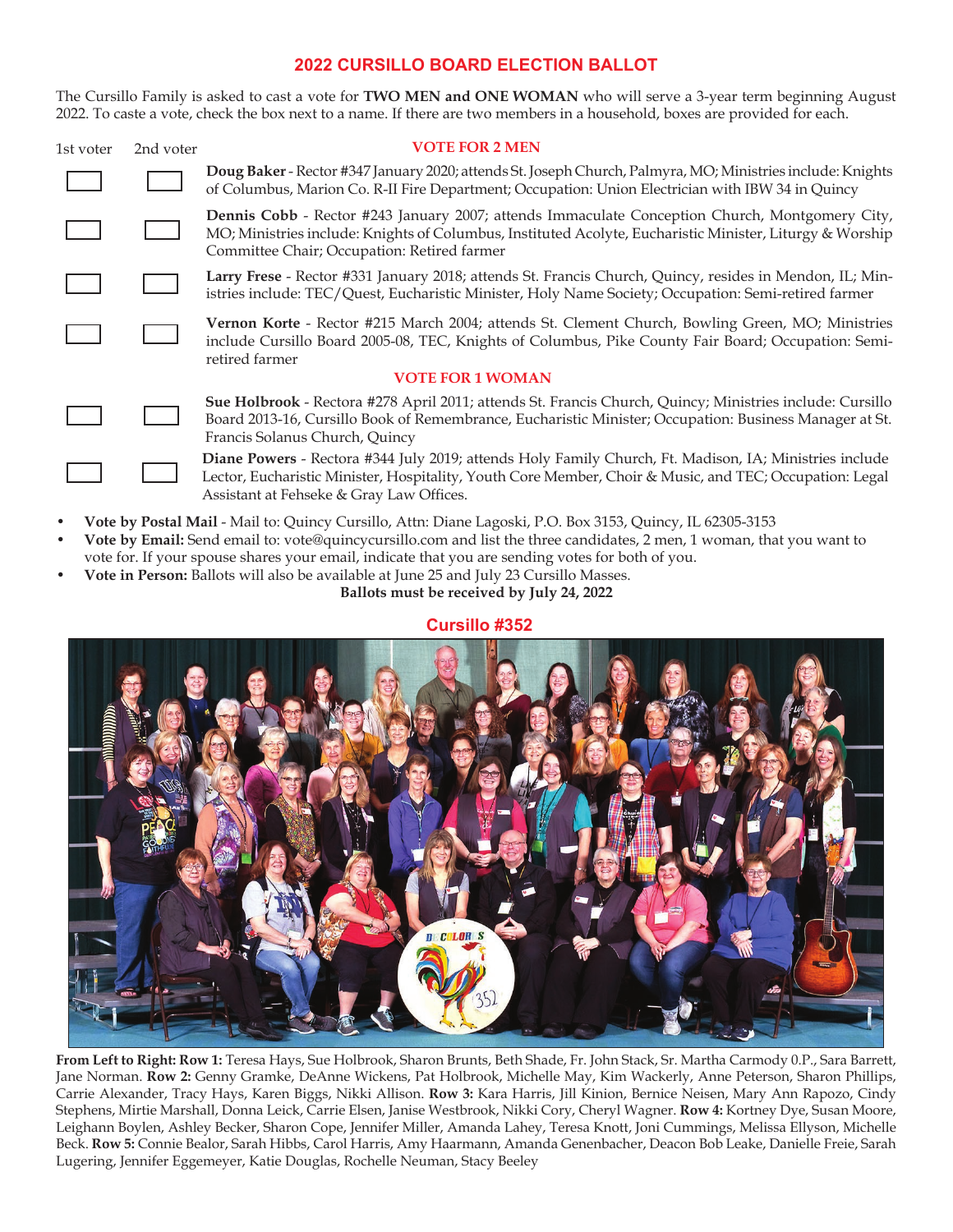## 2022 CURSILLO BOARD ELECTION BALLOT

The Cursillo Family is asked to cast a vote for **TWO MEN and ONE WOMAN** who will serve a 3-year term beginning August 2022. To caste a vote, check the box next to a name. If there are two members in a household, boxes are provided for each.

| 1st voter | 2nd voter | VOTE FOR 2 MEN |
|---|---|---|
| ☐ | ☐ | **Doug Baker** - Rector #347 January 2020; attends St. Joseph Church, Palmyra, MO; Ministries include: Knights of Columbus, Marion Co. R-II Fire Department; Occupation: Union Electrician with IBW 34 in Quincy |
| ☐ | ☐ | **Dennis Cobb** - Rector #243 January 2007; attends Immaculate Conception Church, Montgomery City, MO; Ministries include: Knights of Columbus, Instituted Acolyte, Eucharistic Minister, Liturgy & Worship Committee Chair; Occupation: Retired farmer |
| ☐ | ☐ | **Larry Frese** - Rector #331 January 2018; attends St. Francis Church, Quincy, resides in Mendon, IL; Ministries include: TEC/Quest, Eucharistic Minister, Holy Name Society; Occupation: Semi-retired farmer |
| ☐ | ☐ | **Vernon Korte** - Rector #215 March 2004; attends St. Clement Church, Bowling Green, MO; Ministries include Cursillo Board 2005-08, TEC, Knights of Columbus, Pike County Fair Board; Occupation: Semi-retired farmer |
| | | **VOTE FOR 1 WOMAN** |
| ☐ | ☐ | **Sue Holbrook** - Rectora #278 April 2011; attends St. Francis Church, Quincy; Ministries include: Cursillo Board 2013-16, Cursillo Book of Remembrance, Eucharistic Minister; Occupation: Business Manager at St. Francis Solanus Church, Quincy |
| ☐ | ☐ | **Diane Powers** - Rectora #344 July 2019; attends Holy Family Church, Ft. Madison, IA; Ministries include Lector, Eucharistic Minister, Hospitality, Youth Core Member, Choir & Music, and TEC; Occupation: Legal Assistant at Fehseke & Gray Law Offices. |

- **Vote by Postal Mail** - Mail to: Quincy Cursillo, Attn: Diane Lagoski, P.O. Box 3153, Quincy, IL 62305-3153
- **Vote by Email:** Send email to: vote@quincycursillo.com and list the three candidates, 2 men, 1 woman, that you want to vote for. If your spouse shares your email, indicate that you are sending votes for both of you.
- **Vote in Person:** Ballots will also be available at June 25 and July 23 Cursillo Masses.

**Ballots must be received by July 24, 2022**

## Cursillo #352

**From Left to Right: Row 1:** Teresa Hays, Sue Holbrook, Sharon Brunts, Beth Shade, Fr. John Stack, Sr. Martha Carmody 0.P., Sara Barrett, Jane Norman. **Row 2:** Genny Gramke, DeAnne Wickens, Pat Holbrook, Michelle May, Kim Wackerly, Anne Peterson, Sharon Phillips, Carrie Alexander, Tracy Hays, Karen Biggs, Nikki Allison. **Row 3:** Kara Harris, Jill Kinion, Bernice Neisen, Mary Ann Rapozo, Cindy Stephens, Mirtie Marshall, Donna Leick, Carrie Elsen, Janise Westbrook, Nikki Cory, Cheryl Wagner. **Row 4:** Kortney Dye, Susan Moore, Leighann Boylen, Ashley Becker, Sharon Cope, Jennifer Miller, Amanda Lahey, Teresa Knott, Joni Cummings, Melissa Ellyson, Michelle Beck. **Row 5:** Connie Bealor, Sarah Hibbs, Carol Harris, Amy Haarmann, Amanda Genenbacher, Deacon Bob Leake, Danielle Freie, Sarah Lugering, Jennifer Eggemeyer, Katie Douglas, Rochelle Neuman, Stacy Beeley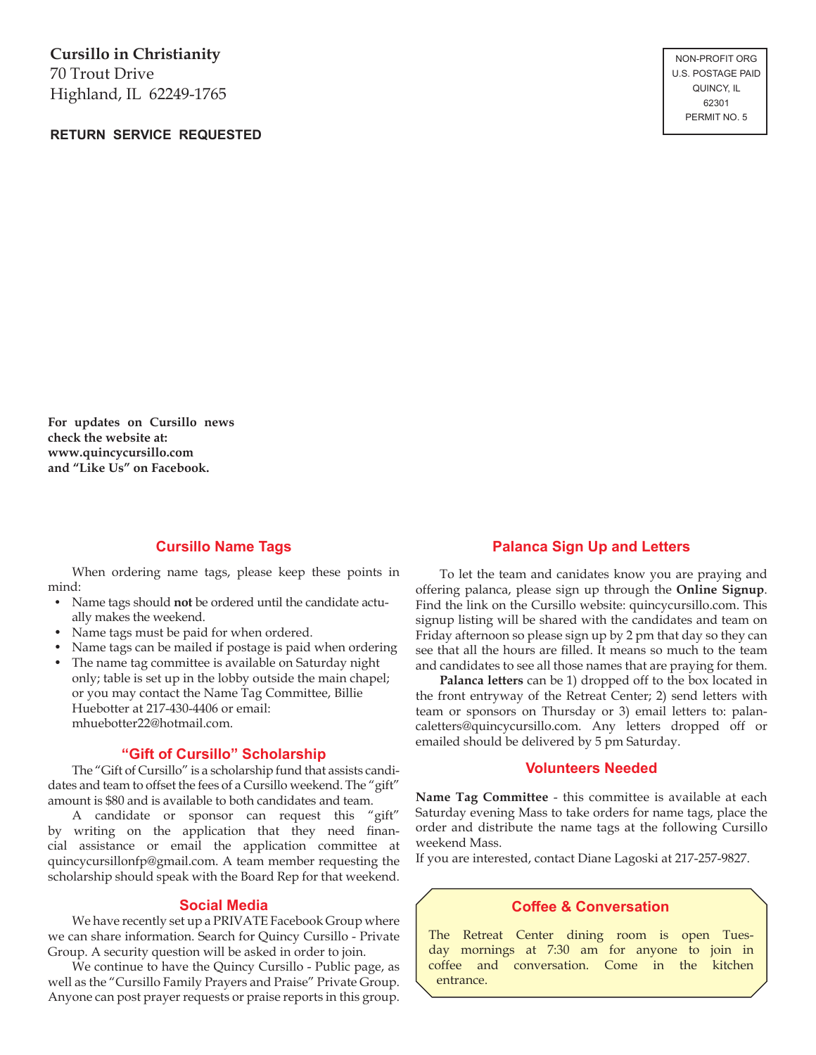**Cursillo in Christianity**
70 Trout Drive
Highland, IL 62249-1765

**RETURN SERVICE REQUESTED**

NON-PROFIT ORG
U.S. POSTAGE PAID
QUINCY, IL
62301
PERMIT NO. 5

**For updates on Cursillo news check the website at: www.quincycursillo.com and "Like Us" on Facebook.**

## Cursillo Name Tags

When ordering name tags, please keep these points in mind:

- Name tags should **not** be ordered until the candidate actually makes the weekend.
- Name tags must be paid for when ordered.
- Name tags can be mailed if postage is paid when ordering
- The name tag committee is available on Saturday night only; table is set up in the lobby outside the main chapel; or you may contact the Name Tag Committee, Billie Huebotter at 217-430-4406 or email: mhuebotter22@hotmail.com.

## "Gift of Cursillo" Scholarship

The "Gift of Cursillo" is a scholarship fund that assists candidates and team to offset the fees of a Cursillo weekend. The "gift" amount is $80 and is available to both candidates and team.

A candidate or sponsor can request this "gift" by writing on the application that they need financial assistance or email the application committee at quincycursillonfp@gmail.com. A team member requesting the scholarship should speak with the Board Rep for that weekend.

## Social Media

We have recently set up a PRIVATE Facebook Group where we can share information. Search for Quincy Cursillo - Private Group. A security question will be asked in order to join.

We continue to have the Quincy Cursillo - Public page, as well as the "Cursillo Family Prayers and Praise" Private Group. Anyone can post prayer requests or praise reports in this group.

## Palanca Sign Up and Letters

To let the team and canidates know you are praying and offering palanca, please sign up through the **Online Signup**. Find the link on the Cursillo website: quincycursillo.com. This signup listing will be shared with the candidates and team on Friday afternoon so please sign up by 2 pm that day so they can see that all the hours are filled. It means so much to the team and candidates to see all those names that are praying for them.

**Palanca letters** can be 1) dropped off to the box located in the front entryway of the Retreat Center; 2) send letters with team or sponsors on Thursday or 3) email letters to: palancaletters@quincycursillo.com. Any letters dropped off or emailed should be delivered by 5 pm Saturday.

## Volunteers Needed

**Name Tag Committee** - this committee is available at each Saturday evening Mass to take orders for name tags, place the order and distribute the name tags at the following Cursillo weekend Mass.

If you are interested, contact Diane Lagoski at 217-257-9827.

## Coffee & Conversation

The Retreat Center dining room is open Tuesday mornings at 7:30 am for anyone to join in coffee and conversation. Come in the kitchen entrance.